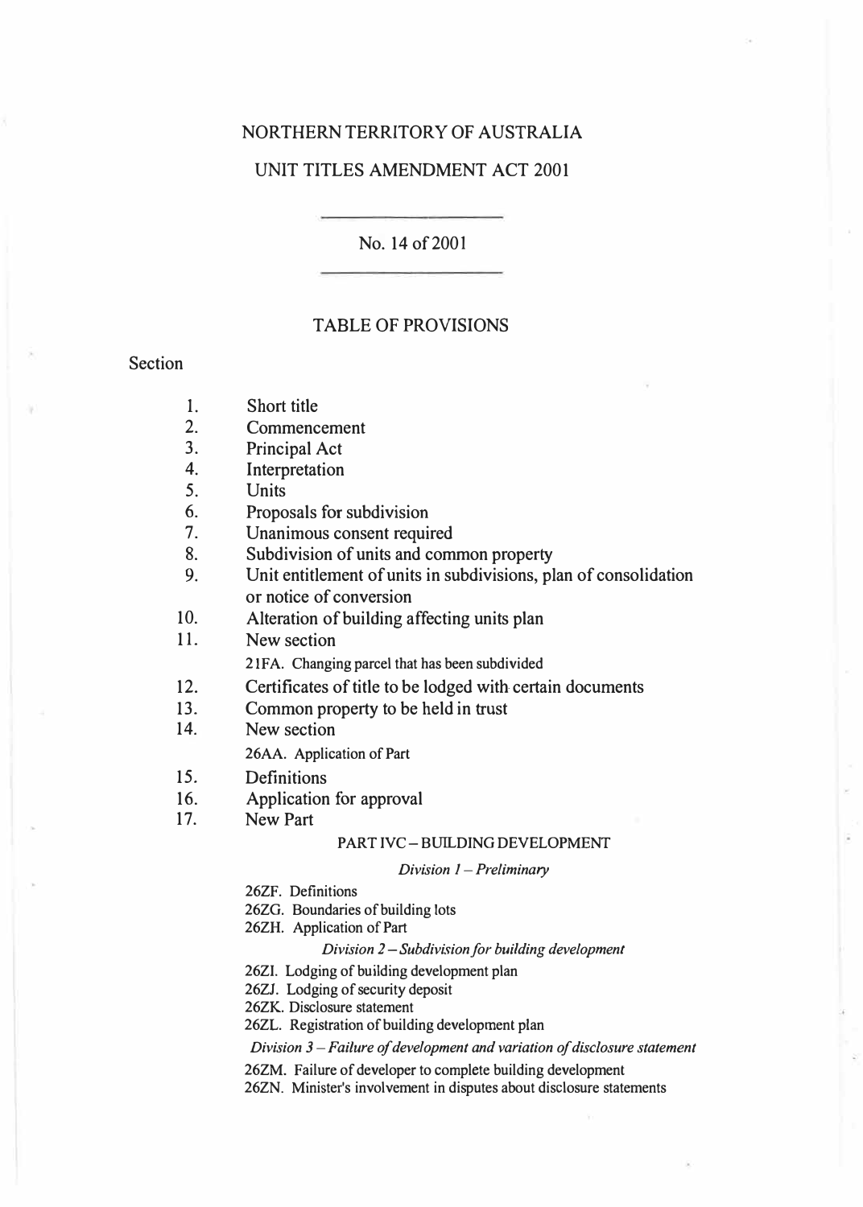# NORTHERN TERRITORY OF AUSTRALIA

## UNIT TITLES AMENDMENT ACT 2001

No. 14 of 2001

### TABLE OF PROVISIONS

Section

1. Short title
2. Commencement
3. Principal Act
4. Interpretation
5. Units
6. Proposals for subdivision
7. Unanimous consent required
8. Subdivision of units and common property
9. Unit entitlement of units in subdivisions, plan of consolidation or notice of conversion
10. Alteration of building affecting units plan
11. New section

    21FA. Changing parcel that has been subdivided
12. Certificates of title to be lodged with certain documents
13. Common property to be held in trust
14. New section

    26AA. Application of Part
15. Definitions
16. Application for approval
17. New Part

    PART IVC – BUILDING DEVELOPMENT

    *Division 1 – Preliminary*

    26ZF. Definitions

    26ZG. Boundaries of building lots

    26ZH. Application of Part

    *Division 2 – Subdivision for building development*

    26ZI. Lodging of building development plan

    26ZJ. Lodging of security deposit

    26ZK. Disclosure statement

    26ZL. Registration of building development plan

    *Division 3 – Failure of development and variation of disclosure statement*

    26ZM. Failure of developer to complete building development

    26ZN. Minister's involvement in disputes about disclosure statements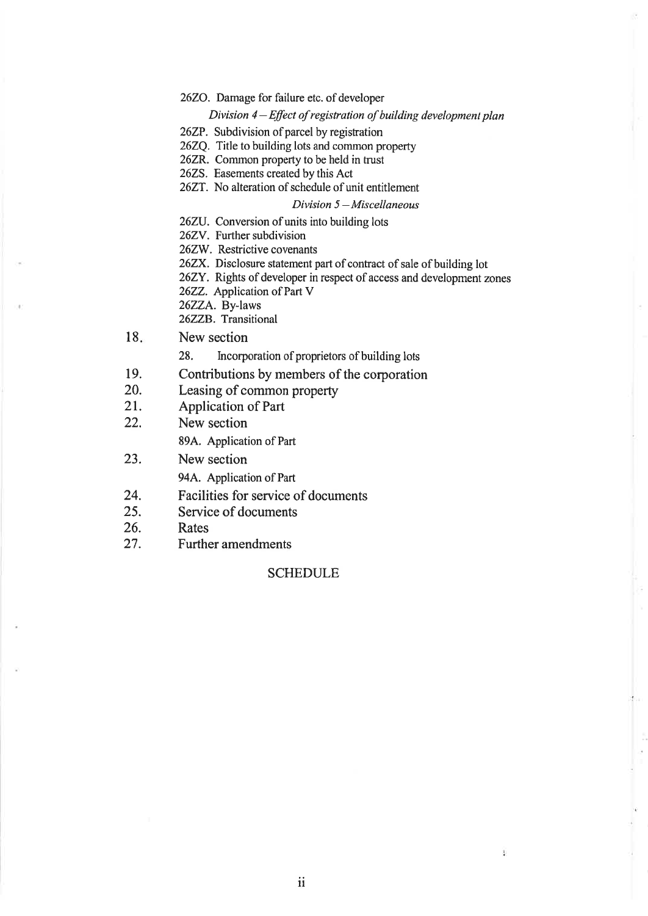26ZO. Damage for failure etc. of developer

*Division 4 – Effect of registration of building development plan*

26ZP. Subdivision of parcel by registration
26ZQ. Title to building lots and common property
26ZR. Common property to be held in trust
26ZS. Easements created by this Act
26ZT. No alteration of schedule of unit entitlement

*Division 5 – Miscellaneous*

26ZU. Conversion of units into building lots
26ZV. Further subdivision
26ZW. Restrictive covenants
26ZX. Disclosure statement part of contract of sale of building lot
26ZY. Rights of developer in respect of access and development zones
26ZZ. Application of Part V
26ZZA. By-laws
26ZZB. Transitional

18. New section

    28. Incorporation of proprietors of building lots

19. Contributions by members of the corporation
20. Leasing of common property
21. Application of Part
22. New section

    89A. Application of Part

23. New section

    94A. Application of Part

24. Facilities for service of documents
25. Service of documents
26. Rates
27. Further amendments

SCHEDULE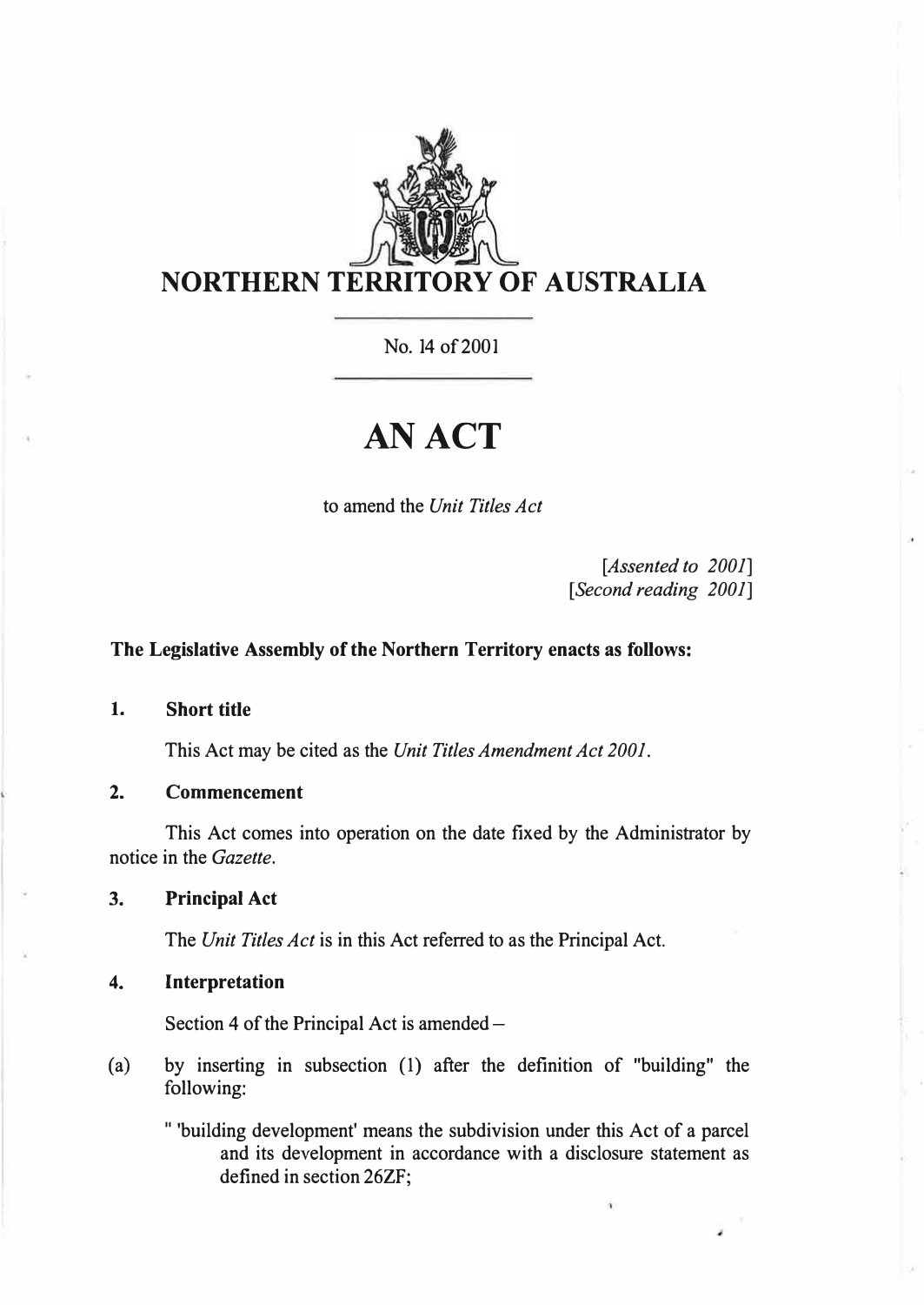# NORTHERN TERRITORY OF AUSTRALIA

No. 14 of 2001

# AN ACT

to amend the *Unit Titles Act*

*[Assented to 2001]*
*[Second reading 2001]*

**The Legislative Assembly of the Northern Territory enacts as follows:**

**1. Short title**

This Act may be cited as the *Unit Titles Amendment Act 2001*.

**2. Commencement**

This Act comes into operation on the date fixed by the Administrator by notice in the *Gazette*.

**3. Principal Act**

The *Unit Titles Act* is in this Act referred to as the Principal Act.

**4. Interpretation**

Section 4 of the Principal Act is amended –

(a) by inserting in subsection (1) after the definition of "building" the following:

" 'building development' means the subdivision under this Act of a parcel and its development in accordance with a disclosure statement as defined in section 26ZF;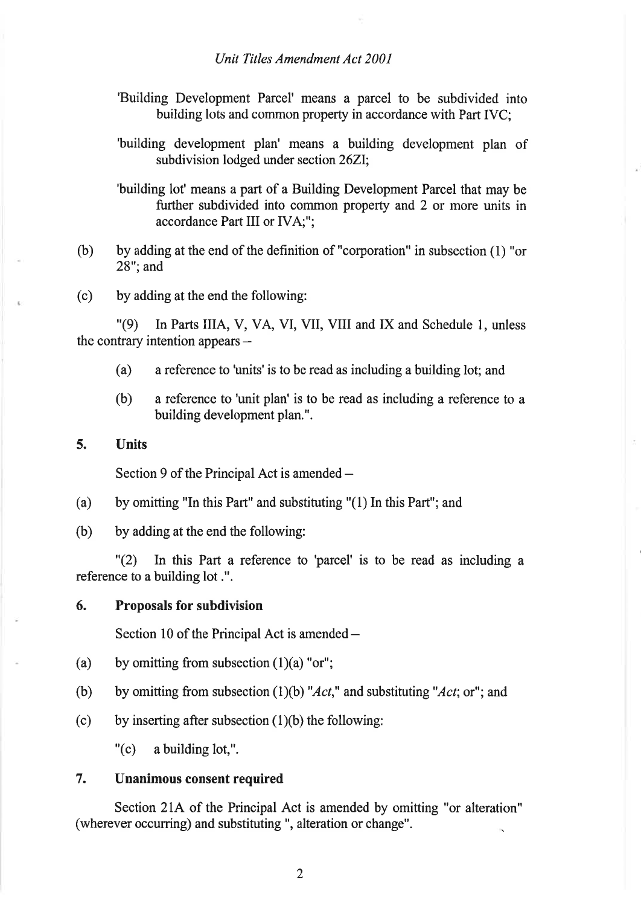'Building Development Parcel' means a parcel to be subdivided into building lots and common property in accordance with Part IVC;

'building development plan' means a building development plan of subdivision lodged under section 26ZI;

'building lot' means a part of a Building Development Parcel that may be further subdivided into common property and 2 or more units in accordance Part III or IVA;";

(b) by adding at the end of the definition of "corporation" in subsection (1) "or 28"; and

(c) by adding at the end the following:

"(9) In Parts IIIA, V, VA, VI, VII, VIII and IX and Schedule 1, unless the contrary intention appears –

(a) a reference to 'units' is to be read as including a building lot; and

(b) a reference to 'unit plan' is to be read as including a reference to a building development plan.".

**5. Units**

Section 9 of the Principal Act is amended –

(a) by omitting "In this Part" and substituting "(1) In this Part"; and

(b) by adding at the end the following:

"(2) In this Part a reference to 'parcel' is to be read as including a reference to a building lot .".

**6. Proposals for subdivision**

Section 10 of the Principal Act is amended –

(a) by omitting from subsection (1)(a) "or";

(b) by omitting from subsection (1)(b) "*Act*," and substituting "*Act*; or"; and

(c) by inserting after subsection (1)(b) the following:

"(c) a building lot,".

**7. Unanimous consent required**

Section 21A of the Principal Act is amended by omitting "or alteration" (wherever occurring) and substituting ", alteration or change".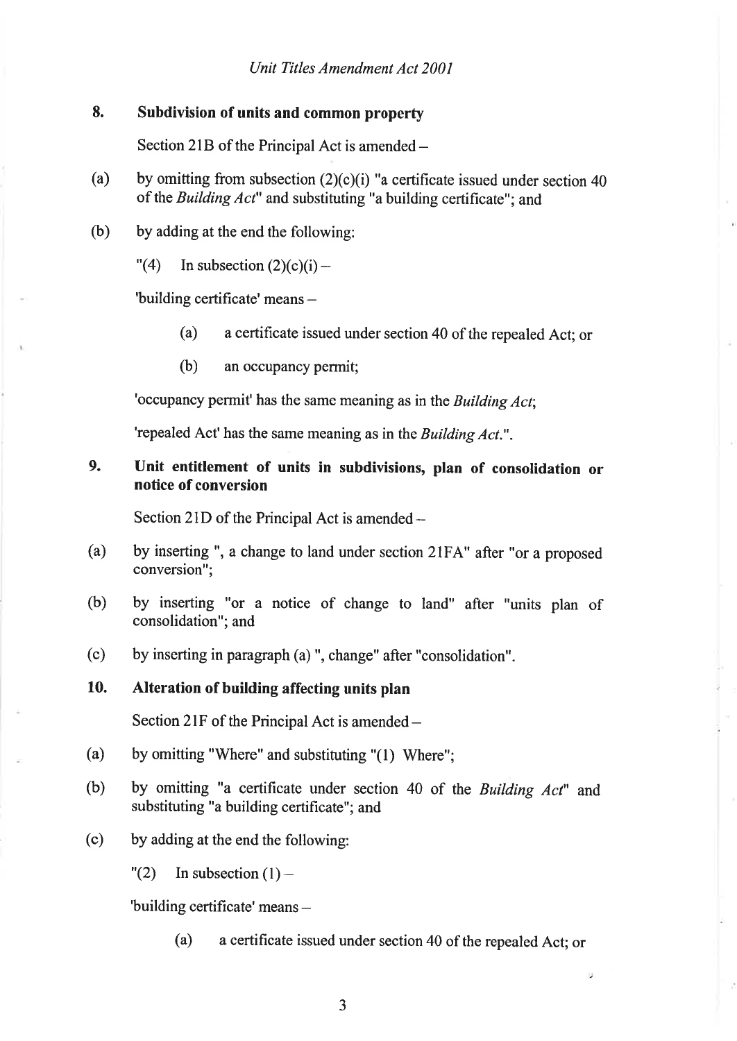## 8. Subdivision of units and common property

Section 21B of the Principal Act is amended –

(a) by omitting from subsection (2)(c)(i) "a certificate issued under section 40 of the *Building Act*" and substituting "a building certificate"; and

(b) by adding at the end the following:

"(4) In subsection (2)(c)(i) –

'building certificate' means –

(a) a certificate issued under section 40 of the repealed Act; or

(b) an occupancy permit;

'occupancy permit' has the same meaning as in the *Building Act*;

'repealed Act' has the same meaning as in the *Building Act*.".

## 9. Unit entitlement of units in subdivisions, plan of consolidation or notice of conversion

Section 21D of the Principal Act is amended –

(a) by inserting ", a change to land under section 21FA" after "or a proposed conversion";

(b) by inserting "or a notice of change to land" after "units plan of consolidation"; and

(c) by inserting in paragraph (a) ", change" after "consolidation".

## 10. Alteration of building affecting units plan

Section 21F of the Principal Act is amended –

(a) by omitting "Where" and substituting "(1) Where";

(b) by omitting "a certificate under section 40 of the *Building Act*" and substituting "a building certificate"; and

(c) by adding at the end the following:

"(2) In subsection (1) –

'building certificate' means –

(a) a certificate issued under section 40 of the repealed Act; or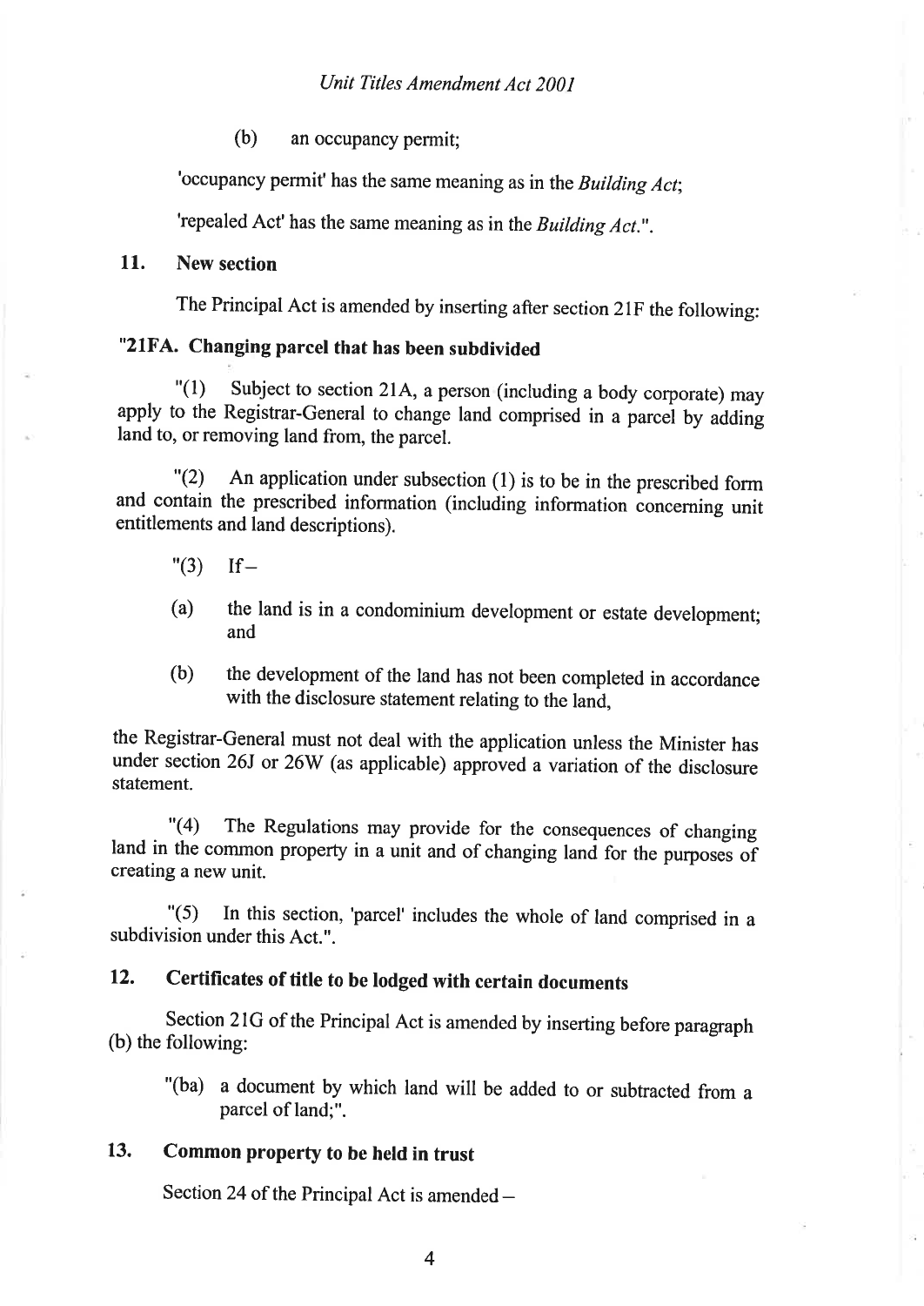(b) an occupancy permit;

'occupancy permit' has the same meaning as in the *Building Act*;

'repealed Act' has the same meaning as in the *Building Act*.".

## 11. New section

The Principal Act is amended by inserting after section 21F the following:

### "21FA. Changing parcel that has been subdivided

"(1) Subject to section 21A, a person (including a body corporate) may apply to the Registrar-General to change land comprised in a parcel by adding land to, or removing land from, the parcel.

"(2) An application under subsection (1) is to be in the prescribed form and contain the prescribed information (including information concerning unit entitlements and land descriptions).

"(3) If –

(a) the land is in a condominium development or estate development; and

(b) the development of the land has not been completed in accordance with the disclosure statement relating to the land,

the Registrar-General must not deal with the application unless the Minister has under section 26J or 26W (as applicable) approved a variation of the disclosure statement.

"(4) The Regulations may provide for the consequences of changing land in the common property in a unit and of changing land for the purposes of creating a new unit.

"(5) In this section, 'parcel' includes the whole of land comprised in a subdivision under this Act.".

## 12. Certificates of title to be lodged with certain documents

Section 21G of the Principal Act is amended by inserting before paragraph (b) the following:

"(ba) a document by which land will be added to or subtracted from a parcel of land;".

## 13. Common property to be held in trust

Section 24 of the Principal Act is amended –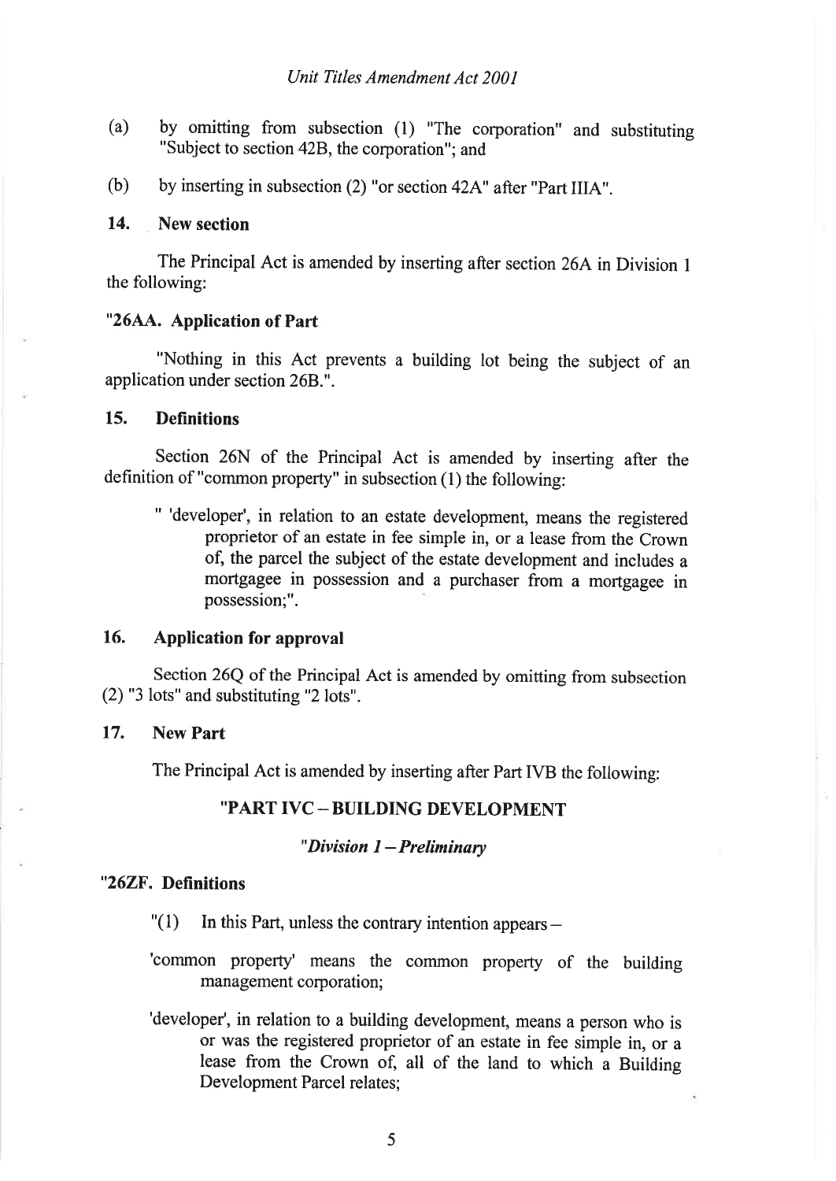(a) by omitting from subsection (1) "The corporation" and substituting "Subject to section 42B, the corporation"; and

(b) by inserting in subsection (2) "or section 42A" after "Part IIIA".

### 14. New section

The Principal Act is amended by inserting after section 26A in Division 1 the following:

**"26AA. Application of Part**

"Nothing in this Act prevents a building lot being the subject of an application under section 26B.".

### 15. Definitions

Section 26N of the Principal Act is amended by inserting after the definition of "common property" in subsection (1) the following:

> " 'developer', in relation to an estate development, means the registered proprietor of an estate in fee simple in, or a lease from the Crown of, the parcel the subject of the estate development and includes a mortgagee in possession and a purchaser from a mortgagee in possession;".

### 16. Application for approval

Section 26Q of the Principal Act is amended by omitting from subsection (2) "3 lots" and substituting "2 lots".

### 17. New Part

The Principal Act is amended by inserting after Part IVB the following:

**"PART IVC – BUILDING DEVELOPMENT**

***"Division 1 – Preliminary***

**"26ZF. Definitions**

"(1) In this Part, unless the contrary intention appears –

'common property' means the common property of the building management corporation;

'developer', in relation to a building development, means a person who is or was the registered proprietor of an estate in fee simple in, or a lease from the Crown of, all of the land to which a Building Development Parcel relates;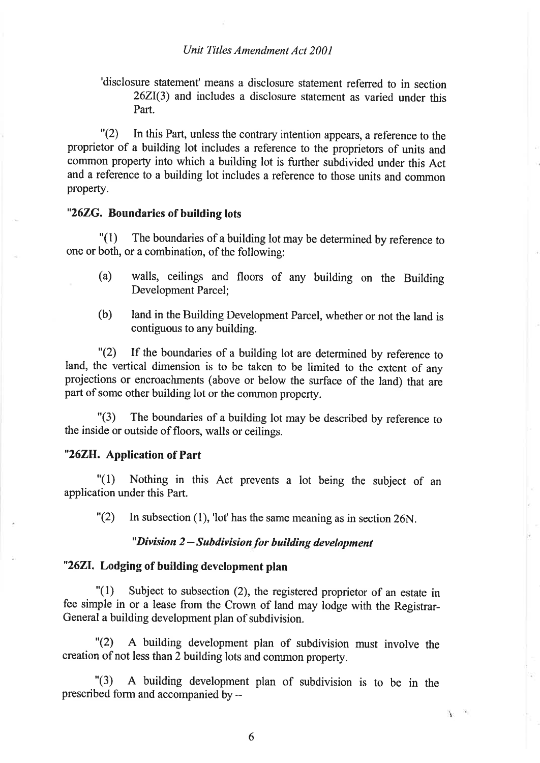'disclosure statement' means a disclosure statement referred to in section 26ZI(3) and includes a disclosure statement as varied under this Part.

"(2) In this Part, unless the contrary intention appears, a reference to the proprietor of a building lot includes a reference to the proprietors of units and common property into which a building lot is further subdivided under this Act and a reference to a building lot includes a reference to those units and common property.

**"26ZG. Boundaries of building lots**

"(1) The boundaries of a building lot may be determined by reference to one or both, or a combination, of the following:

(a) walls, ceilings and floors of any building on the Building Development Parcel;

(b) land in the Building Development Parcel, whether or not the land is contiguous to any building.

"(2) If the boundaries of a building lot are determined by reference to land, the vertical dimension is to be taken to be limited to the extent of any projections or encroachments (above or below the surface of the land) that are part of some other building lot or the common property.

"(3) The boundaries of a building lot may be described by reference to the inside or outside of floors, walls or ceilings.

**"26ZH. Application of Part**

"(1) Nothing in this Act prevents a lot being the subject of an application under this Part.

"(2) In subsection (1), 'lot' has the same meaning as in section 26N.

***"Division 2 – Subdivision for building development***

**"26ZI. Lodging of building development plan**

"(1) Subject to subsection (2), the registered proprietor of an estate in fee simple in or a lease from the Crown of land may lodge with the Registrar-General a building development plan of subdivision.

"(2) A building development plan of subdivision must involve the creation of not less than 2 building lots and common property.

"(3) A building development plan of subdivision is to be in the prescribed form and accompanied by –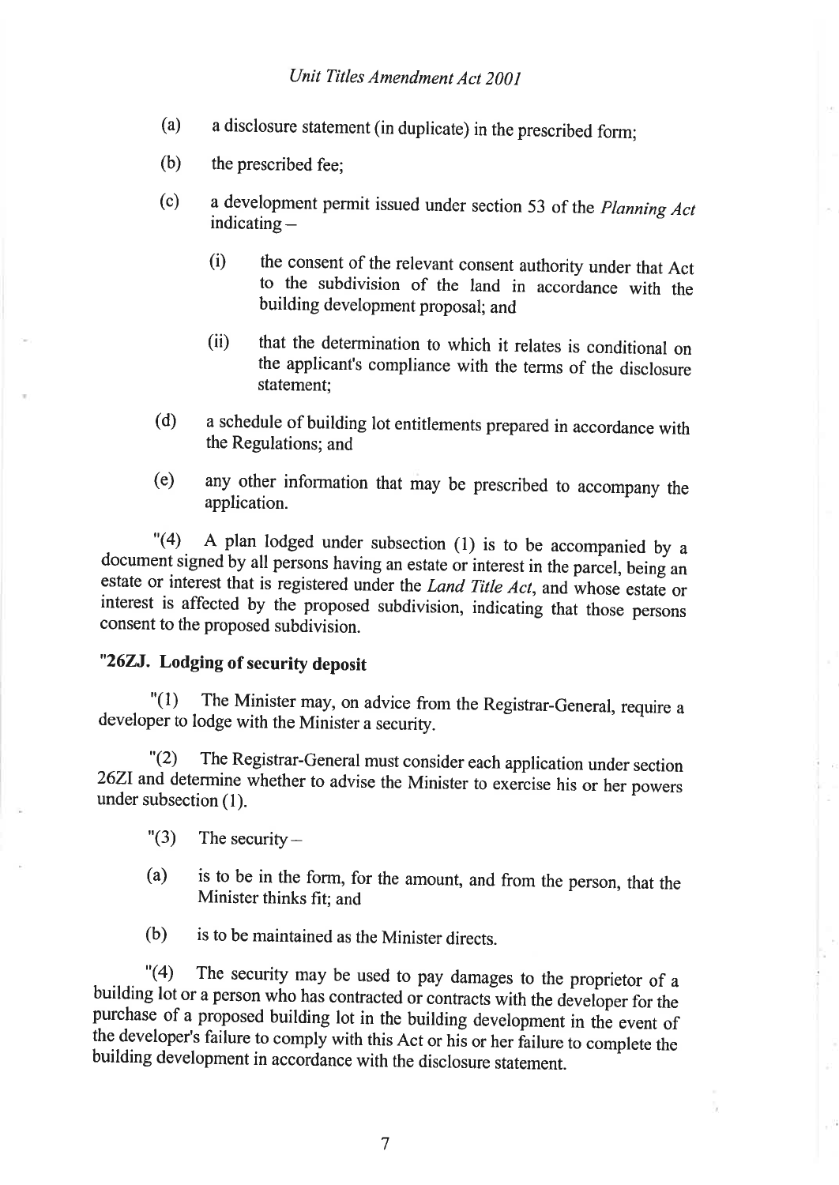(a) a disclosure statement (in duplicate) in the prescribed form;

(b) the prescribed fee;

(c) a development permit issued under section 53 of the *Planning Act* indicating –

(i) the consent of the relevant consent authority under that Act to the subdivision of the land in accordance with the building development proposal; and

(ii) that the determination to which it relates is conditional on the applicant's compliance with the terms of the disclosure statement;

(d) a schedule of building lot entitlements prepared in accordance with the Regulations; and

(e) any other information that may be prescribed to accompany the application.

"(4) A plan lodged under subsection (1) is to be accompanied by a document signed by all persons having an estate or interest in the parcel, being an estate or interest that is registered under the *Land Title Act*, and whose estate or interest is affected by the proposed subdivision, indicating that those persons consent to the proposed subdivision.

**"26ZJ. Lodging of security deposit**

"(1) The Minister may, on advice from the Registrar-General, require a developer to lodge with the Minister a security.

"(2) The Registrar-General must consider each application under section 26ZI and determine whether to advise the Minister to exercise his or her powers under subsection (1).

"(3) The security –

(a) is to be in the form, for the amount, and from the person, that the Minister thinks fit; and

(b) is to be maintained as the Minister directs.

"(4) The security may be used to pay damages to the proprietor of a building lot or a person who has contracted or contracts with the developer for the purchase of a proposed building lot in the building development in the event of the developer's failure to comply with this Act or his or her failure to complete the building development in accordance with the disclosure statement.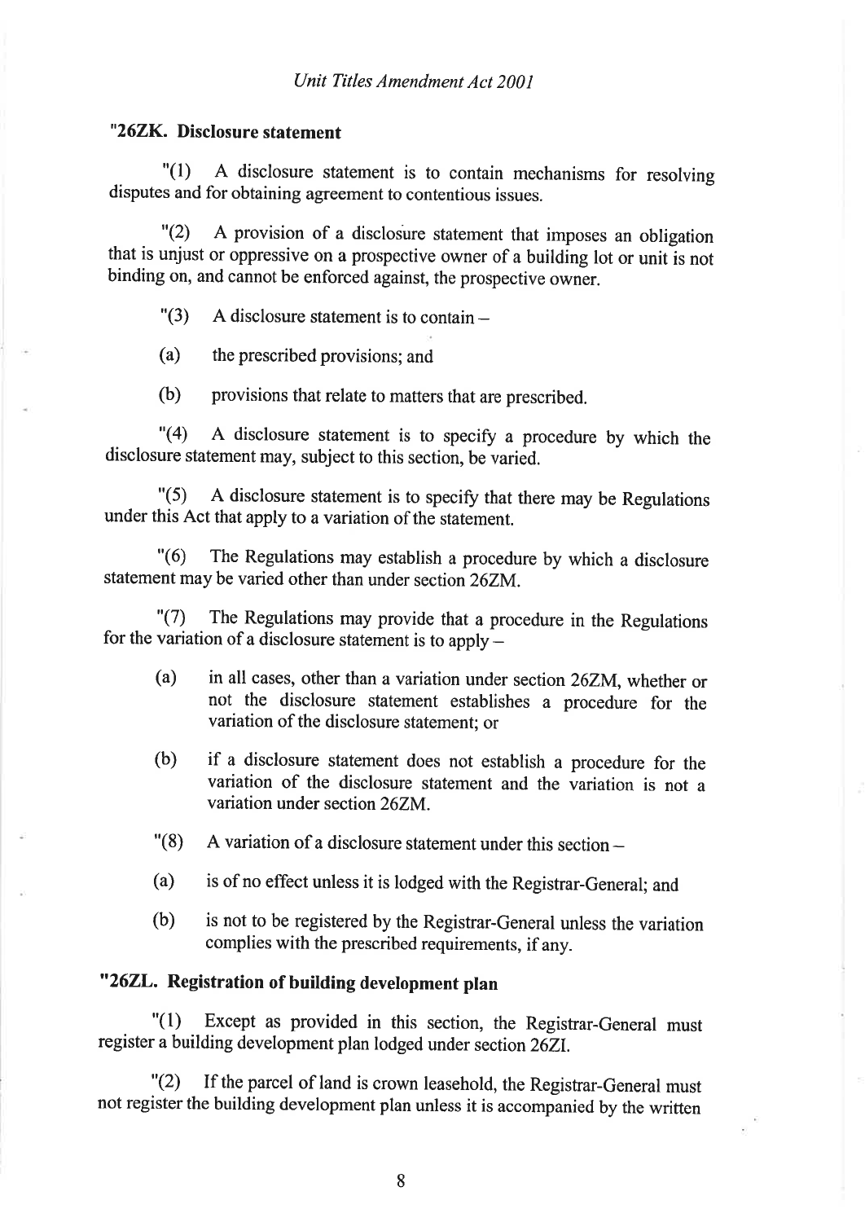**"26ZK. Disclosure statement**

"(1) A disclosure statement is to contain mechanisms for resolving disputes and for obtaining agreement to contentious issues.

"(2) A provision of a disclosure statement that imposes an obligation that is unjust or oppressive on a prospective owner of a building lot or unit is not binding on, and cannot be enforced against, the prospective owner.

"(3) A disclosure statement is to contain –

(a) the prescribed provisions; and

(b) provisions that relate to matters that are prescribed.

"(4) A disclosure statement is to specify a procedure by which the disclosure statement may, subject to this section, be varied.

"(5) A disclosure statement is to specify that there may be Regulations under this Act that apply to a variation of the statement.

"(6) The Regulations may establish a procedure by which a disclosure statement may be varied other than under section 26ZM.

"(7) The Regulations may provide that a procedure in the Regulations for the variation of a disclosure statement is to apply –

(a) in all cases, other than a variation under section 26ZM, whether or not the disclosure statement establishes a procedure for the variation of the disclosure statement; or

(b) if a disclosure statement does not establish a procedure for the variation of the disclosure statement and the variation is not a variation under section 26ZM.

"(8) A variation of a disclosure statement under this section –

(a) is of no effect unless it is lodged with the Registrar-General; and

(b) is not to be registered by the Registrar-General unless the variation complies with the prescribed requirements, if any.

**"26ZL. Registration of building development plan**

"(1) Except as provided in this section, the Registrar-General must register a building development plan lodged under section 26ZI.

"(2) If the parcel of land is crown leasehold, the Registrar-General must not register the building development plan unless it is accompanied by the written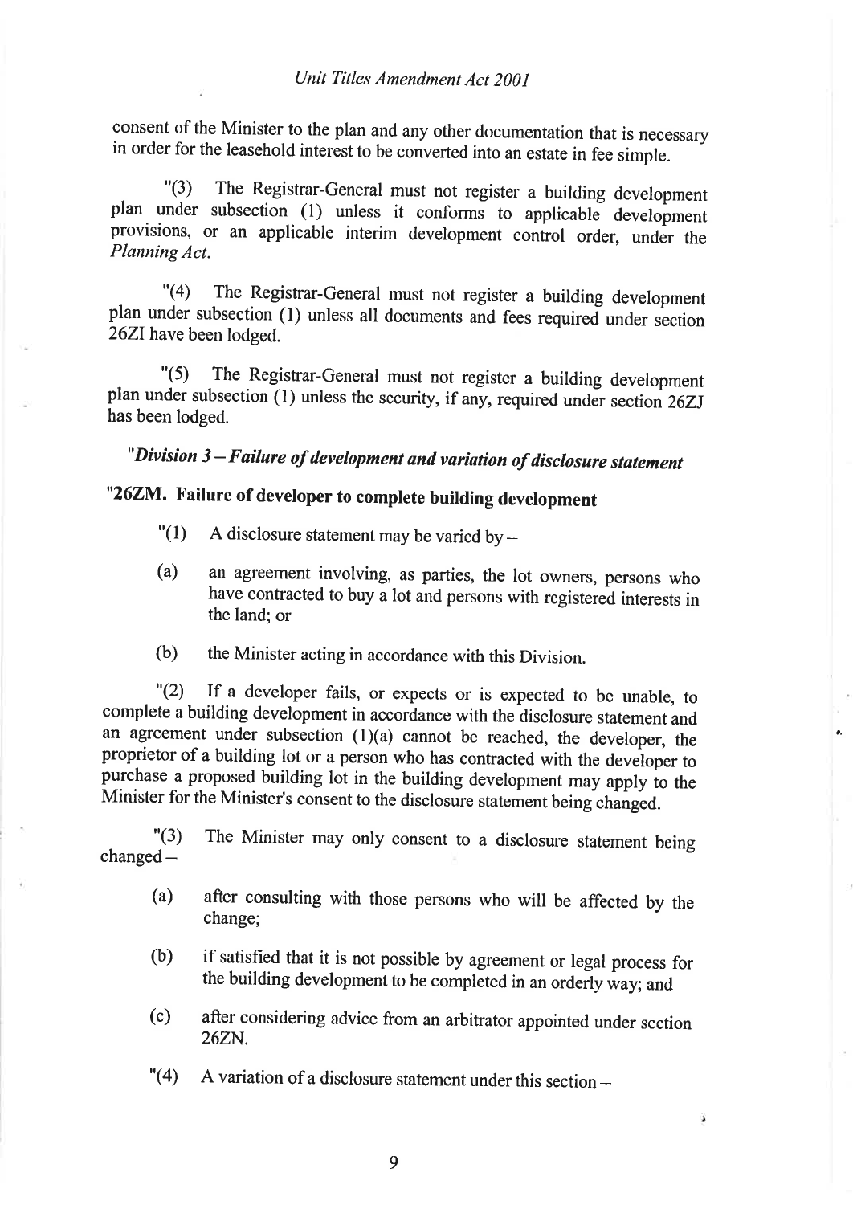consent of the Minister to the plan and any other documentation that is necessary in order for the leasehold interest to be converted into an estate in fee simple.

"(3) The Registrar-General must not register a building development plan under subsection (1) unless it conforms to applicable development provisions, or an applicable interim development control order, under the *Planning Act*.

"(4) The Registrar-General must not register a building development plan under subsection (1) unless all documents and fees required under section 26ZI have been lodged.

"(5) The Registrar-General must not register a building development plan under subsection (1) unless the security, if any, required under section 26ZJ has been lodged.

### *"Division 3 – Failure of development and variation of disclosure statement*

### "26ZM. Failure of developer to complete building development

"(1) A disclosure statement may be varied by –

(a) an agreement involving, as parties, the lot owners, persons who have contracted to buy a lot and persons with registered interests in the land; or

(b) the Minister acting in accordance with this Division.

"(2) If a developer fails, or expects or is expected to be unable, to complete a building development in accordance with the disclosure statement and an agreement under subsection (1)(a) cannot be reached, the developer, the proprietor of a building lot or a person who has contracted with the developer to purchase a proposed building lot in the building development may apply to the Minister for the Minister's consent to the disclosure statement being changed.

"(3) The Minister may only consent to a disclosure statement being changed –

(a) after consulting with those persons who will be affected by the change;

(b) if satisfied that it is not possible by agreement or legal process for the building development to be completed in an orderly way; and

(c) after considering advice from an arbitrator appointed under section 26ZN.

"(4) A variation of a disclosure statement under this section –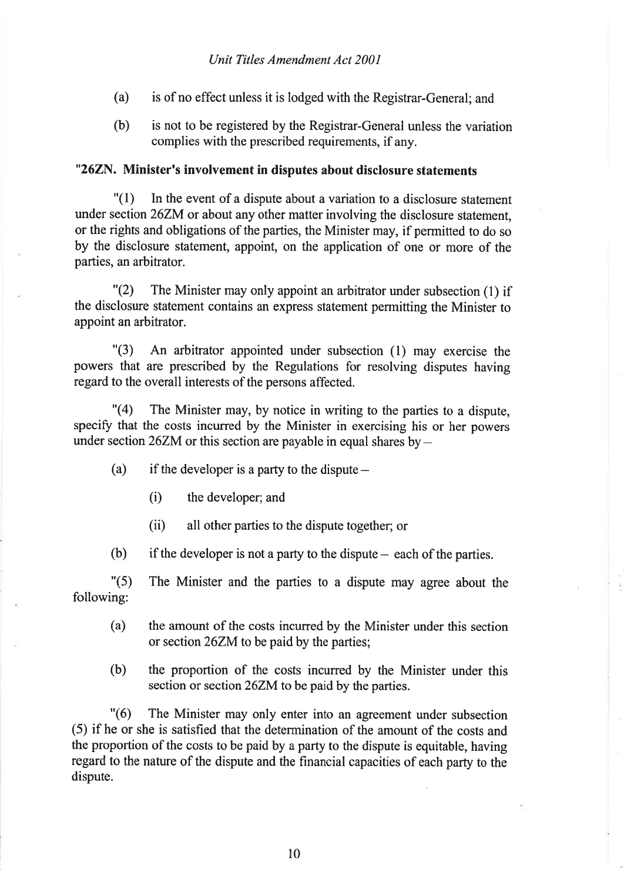(a) is of no effect unless it is lodged with the Registrar-General; and

(b) is not to be registered by the Registrar-General unless the variation complies with the prescribed requirements, if any.

**"26ZN. Minister's involvement in disputes about disclosure statements**

"(1) In the event of a dispute about a variation to a disclosure statement under section 26ZM or about any other matter involving the disclosure statement, or the rights and obligations of the parties, the Minister may, if permitted to do so by the disclosure statement, appoint, on the application of one or more of the parties, an arbitrator.

"(2) The Minister may only appoint an arbitrator under subsection (1) if the disclosure statement contains an express statement permitting the Minister to appoint an arbitrator.

"(3) An arbitrator appointed under subsection (1) may exercise the powers that are prescribed by the Regulations for resolving disputes having regard to the overall interests of the persons affected.

"(4) The Minister may, by notice in writing to the parties to a dispute, specify that the costs incurred by the Minister in exercising his or her powers under section 26ZM or this section are payable in equal shares by –

(a) if the developer is a party to the dispute –

(i) the developer; and

(ii) all other parties to the dispute together; or

(b) if the developer is not a party to the dispute – each of the parties.

"(5) The Minister and the parties to a dispute may agree about the following:

(a) the amount of the costs incurred by the Minister under this section or section 26ZM to be paid by the parties;

(b) the proportion of the costs incurred by the Minister under this section or section 26ZM to be paid by the parties.

"(6) The Minister may only enter into an agreement under subsection (5) if he or she is satisfied that the determination of the amount of the costs and the proportion of the costs to be paid by a party to the dispute is equitable, having regard to the nature of the dispute and the financial capacities of each party to the dispute.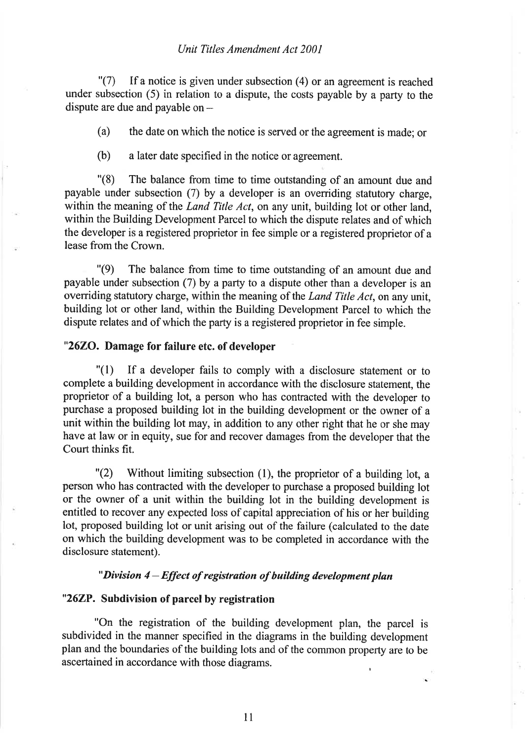"(7) If a notice is given under subsection (4) or an agreement is reached under subsection (5) in relation to a dispute, the costs payable by a party to the dispute are due and payable on –

(a) the date on which the notice is served or the agreement is made; or

(b) a later date specified in the notice or agreement.

"(8) The balance from time to time outstanding of an amount due and payable under subsection (7) by a developer is an overriding statutory charge, within the meaning of the *Land Title Act*, on any unit, building lot or other land, within the Building Development Parcel to which the dispute relates and of which the developer is a registered proprietor in fee simple or a registered proprietor of a lease from the Crown.

"(9) The balance from time to time outstanding of an amount due and payable under subsection (7) by a party to a dispute other than a developer is an overriding statutory charge, within the meaning of the *Land Title Act*, on any unit, building lot or other land, within the Building Development Parcel to which the dispute relates and of which the party is a registered proprietor in fee simple.

### "26ZO. Damage for failure etc. of developer

"(1) If a developer fails to comply with a disclosure statement or to complete a building development in accordance with the disclosure statement, the proprietor of a building lot, a person who has contracted with the developer to purchase a proposed building lot in the building development or the owner of a unit within the building lot may, in addition to any other right that he or she may have at law or in equity, sue for and recover damages from the developer that the Court thinks fit.

"(2) Without limiting subsection (1), the proprietor of a building lot, a person who has contracted with the developer to purchase a proposed building lot or the owner of a unit within the building lot in the building development is entitled to recover any expected loss of capital appreciation of his or her building lot, proposed building lot or unit arising out of the failure (calculated to the date on which the building development was to be completed in accordance with the disclosure statement).

### *"Division 4 – Effect of registration of building development plan*

### "26ZP. Subdivision of parcel by registration

"On the registration of the building development plan, the parcel is subdivided in the manner specified in the diagrams in the building development plan and the boundaries of the building lots and of the common property are to be ascertained in accordance with those diagrams.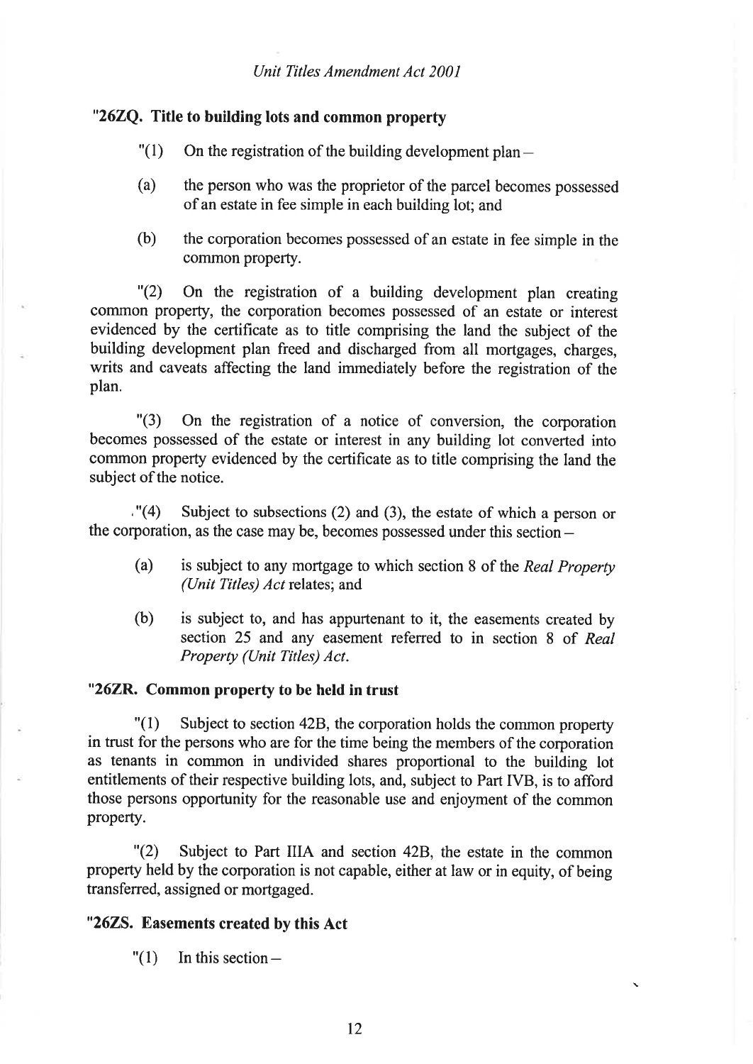**"26ZQ. Title to building lots and common property**

"(1) On the registration of the building development plan –

(a) the person who was the proprietor of the parcel becomes possessed of an estate in fee simple in each building lot; and

(b) the corporation becomes possessed of an estate in fee simple in the common property.

"(2) On the registration of a building development plan creating common property, the corporation becomes possessed of an estate or interest evidenced by the certificate as to title comprising the land the subject of the building development plan freed and discharged from all mortgages, charges, writs and caveats affecting the land immediately before the registration of the plan.

"(3) On the registration of a notice of conversion, the corporation becomes possessed of the estate or interest in any building lot converted into common property evidenced by the certificate as to title comprising the land the subject of the notice.

"(4) Subject to subsections (2) and (3), the estate of which a person or the corporation, as the case may be, becomes possessed under this section –

(a) is subject to any mortgage to which section 8 of the *Real Property (Unit Titles) Act* relates; and

(b) is subject to, and has appurtenant to it, the easements created by section 25 and any easement referred to in section 8 of *Real Property (Unit Titles) Act*.

**"26ZR. Common property to be held in trust**

"(1) Subject to section 42B, the corporation holds the common property in trust for the persons who are for the time being the members of the corporation as tenants in common in undivided shares proportional to the building lot entitlements of their respective building lots, and, subject to Part IVB, is to afford those persons opportunity for the reasonable use and enjoyment of the common property.

"(2) Subject to Part IIIA and section 42B, the estate in the common property held by the corporation is not capable, either at law or in equity, of being transferred, assigned or mortgaged.

**"26ZS. Easements created by this Act**

"(1) In this section –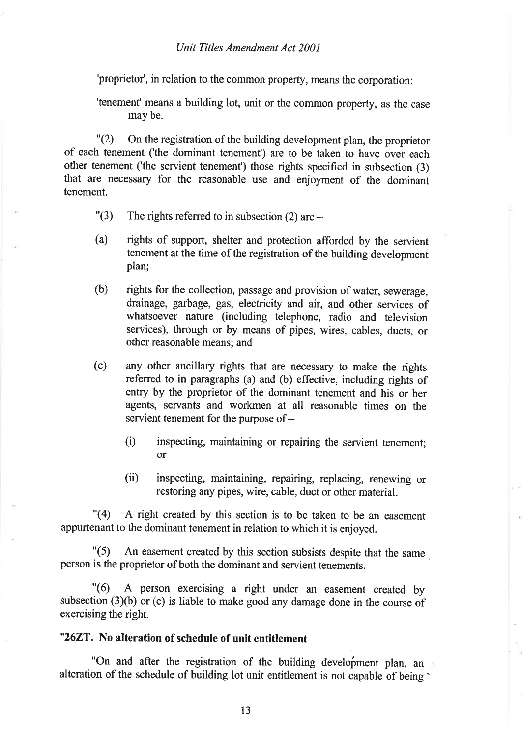'proprietor', in relation to the common property, means the corporation;

'tenement' means a building lot, unit or the common property, as the case may be.

"(2) On the registration of the building development plan, the proprietor of each tenement ('the dominant tenement') are to be taken to have over each other tenement ('the servient tenement') those rights specified in subsection (3) that are necessary for the reasonable use and enjoyment of the dominant tenement.

"(3) The rights referred to in subsection (2) are –

(a) rights of support, shelter and protection afforded by the servient tenement at the time of the registration of the building development plan;

(b) rights for the collection, passage and provision of water, sewerage, drainage, garbage, gas, electricity and air, and other services of whatsoever nature (including telephone, radio and television services), through or by means of pipes, wires, cables, ducts, or other reasonable means; and

(c) any other ancillary rights that are necessary to make the rights referred to in paragraphs (a) and (b) effective, including rights of entry by the proprietor of the dominant tenement and his or her agents, servants and workmen at all reasonable times on the servient tenement for the purpose of –

(i) inspecting, maintaining or repairing the servient tenement; or

(ii) inspecting, maintaining, repairing, replacing, renewing or restoring any pipes, wire, cable, duct or other material.

"(4) A right created by this section is to be taken to be an easement appurtenant to the dominant tenement in relation to which it is enjoyed.

"(5) An easement created by this section subsists despite that the same person is the proprietor of both the dominant and servient tenements.

"(6) A person exercising a right under an easement created by subsection (3)(b) or (c) is liable to make good any damage done in the course of exercising the right.

**"26ZT. No alteration of schedule of unit entitlement**

"On and after the registration of the building development plan, an alteration of the schedule of building lot unit entitlement is not capable of being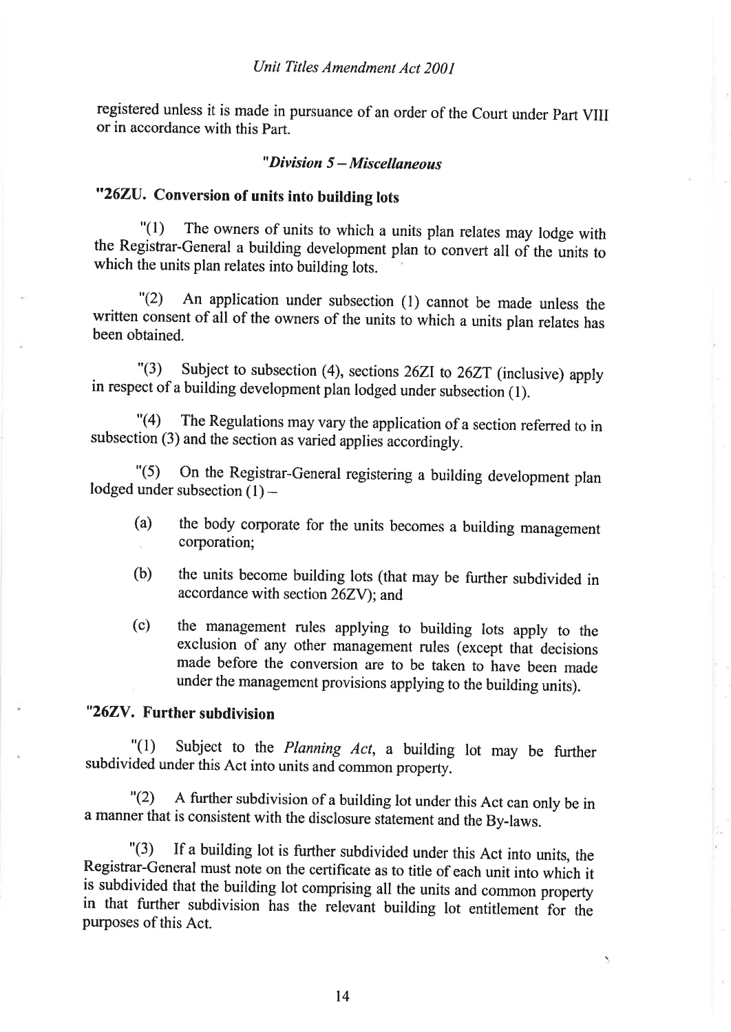registered unless it is made in pursuance of an order of the Court under Part VIII or in accordance with this Part.

### *"Division 5 – Miscellaneous*

### "26ZU. Conversion of units into building lots

"(1) The owners of units to which a units plan relates may lodge with the Registrar-General a building development plan to convert all of the units to which the units plan relates into building lots.

"(2) An application under subsection (1) cannot be made unless the written consent of all of the owners of the units to which a units plan relates has been obtained.

"(3) Subject to subsection (4), sections 26ZI to 26ZT (inclusive) apply in respect of a building development plan lodged under subsection (1).

"(4) The Regulations may vary the application of a section referred to in subsection (3) and the section as varied applies accordingly.

"(5) On the Registrar-General registering a building development plan lodged under subsection (1) –

(a) the body corporate for the units becomes a building management corporation;

(b) the units become building lots (that may be further subdivided in accordance with section 26ZV); and

(c) the management rules applying to building lots apply to the exclusion of any other management rules (except that decisions made before the conversion are to be taken to have been made under the management provisions applying to the building units).

### "26ZV. Further subdivision

"(1) Subject to the *Planning Act*, a building lot may be further subdivided under this Act into units and common property.

"(2) A further subdivision of a building lot under this Act can only be in a manner that is consistent with the disclosure statement and the By-laws.

"(3) If a building lot is further subdivided under this Act into units, the Registrar-General must note on the certificate as to title of each unit into which it is subdivided that the building lot comprising all the units and common property in that further subdivision has the relevant building lot entitlement for the purposes of this Act.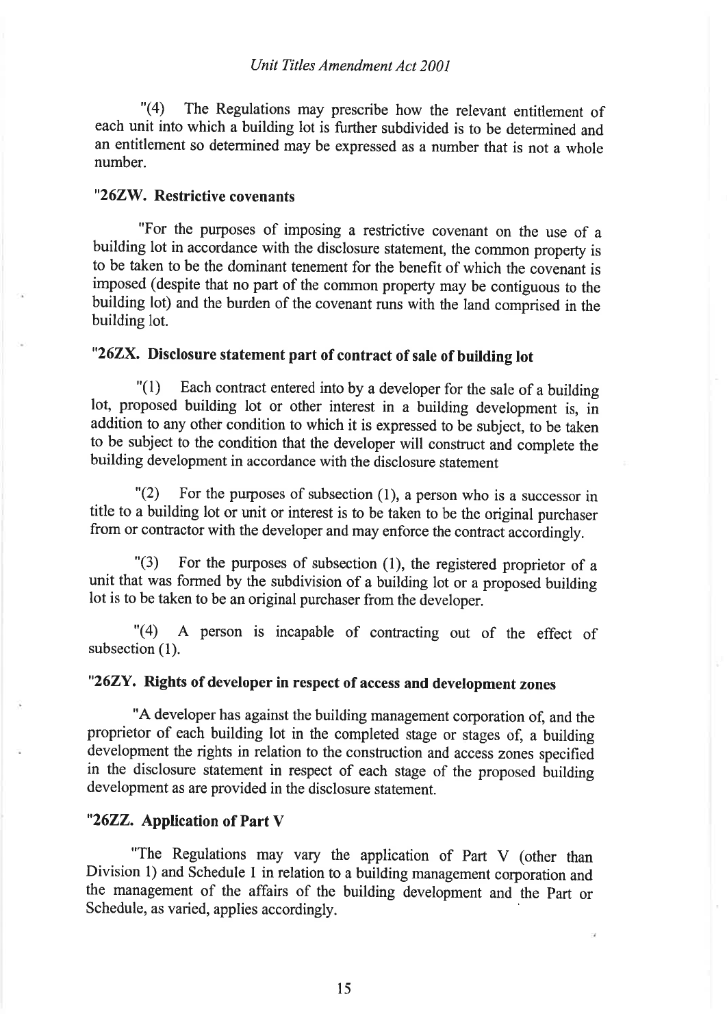"(4) The Regulations may prescribe how the relevant entitlement of each unit into which a building lot is further subdivided is to be determined and an entitlement so determined may be expressed as a number that is not a whole number.

### "26ZW. Restrictive covenants

"For the purposes of imposing a restrictive covenant on the use of a building lot in accordance with the disclosure statement, the common property is to be taken to be the dominant tenement for the benefit of which the covenant is imposed (despite that no part of the common property may be contiguous to the building lot) and the burden of the covenant runs with the land comprised in the building lot.

### "26ZX. Disclosure statement part of contract of sale of building lot

"(1) Each contract entered into by a developer for the sale of a building lot, proposed building lot or other interest in a building development is, in addition to any other condition to which it is expressed to be subject, to be taken to be subject to the condition that the developer will construct and complete the building development in accordance with the disclosure statement

"(2) For the purposes of subsection (1), a person who is a successor in title to a building lot or unit or interest is to be taken to be the original purchaser from or contractor with the developer and may enforce the contract accordingly.

"(3) For the purposes of subsection (1), the registered proprietor of a unit that was formed by the subdivision of a building lot or a proposed building lot is to be taken to be an original purchaser from the developer.

"(4) A person is incapable of contracting out of the effect of subsection (1).

### "26ZY. Rights of developer in respect of access and development zones

"A developer has against the building management corporation of, and the proprietor of each building lot in the completed stage or stages of, a building development the rights in relation to the construction and access zones specified in the disclosure statement in respect of each stage of the proposed building development as are provided in the disclosure statement.

### "26ZZ. Application of Part V

"The Regulations may vary the application of Part V (other than Division 1) and Schedule 1 in relation to a building management corporation and the management of the affairs of the building development and the Part or Schedule, as varied, applies accordingly.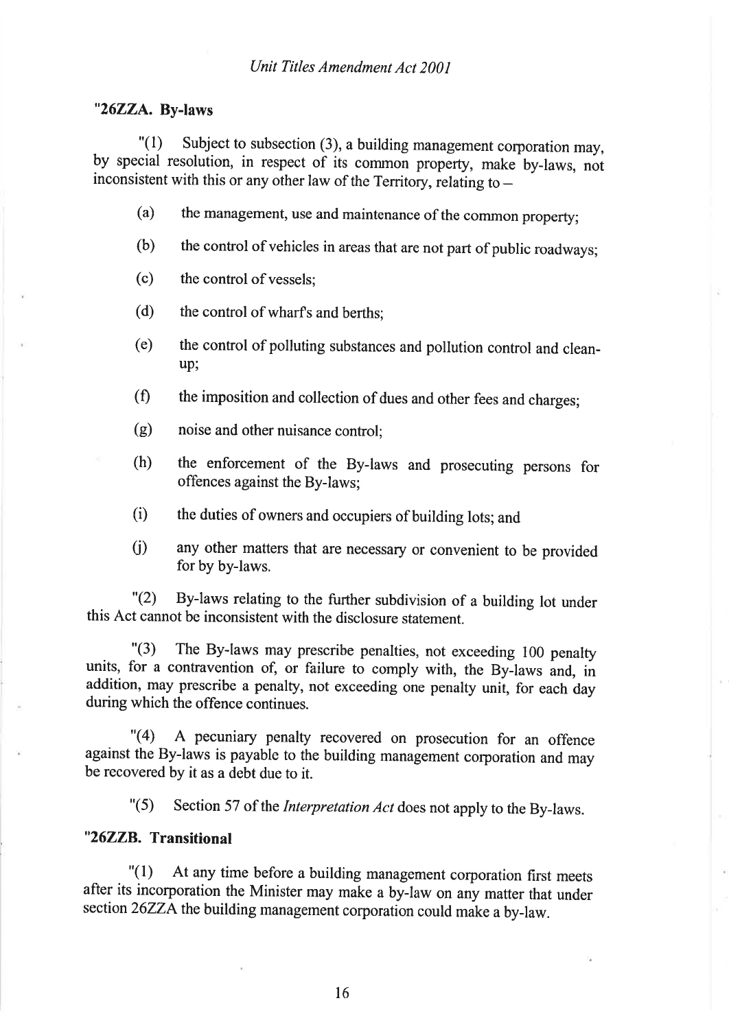**"26ZZA. By-laws**

"(1) Subject to subsection (3), a building management corporation may, by special resolution, in respect of its common property, make by-laws, not inconsistent with this or any other law of the Territory, relating to –

(a) the management, use and maintenance of the common property;

(b) the control of vehicles in areas that are not part of public roadways;

(c) the control of vessels;

(d) the control of wharfs and berths;

(e) the control of polluting substances and pollution control and clean-up;

(f) the imposition and collection of dues and other fees and charges;

(g) noise and other nuisance control;

(h) the enforcement of the By-laws and prosecuting persons for offences against the By-laws;

(i) the duties of owners and occupiers of building lots; and

(j) any other matters that are necessary or convenient to be provided for by by-laws.

"(2) By-laws relating to the further subdivision of a building lot under this Act cannot be inconsistent with the disclosure statement.

"(3) The By-laws may prescribe penalties, not exceeding 100 penalty units, for a contravention of, or failure to comply with, the By-laws and, in addition, may prescribe a penalty, not exceeding one penalty unit, for each day during which the offence continues.

"(4) A pecuniary penalty recovered on prosecution for an offence against the By-laws is payable to the building management corporation and may be recovered by it as a debt due to it.

"(5) Section 57 of the *Interpretation Act* does not apply to the By-laws.

**"26ZZB. Transitional**

"(1) At any time before a building management corporation first meets after its incorporation the Minister may make a by-law on any matter that under section 26ZZA the building management corporation could make a by-law.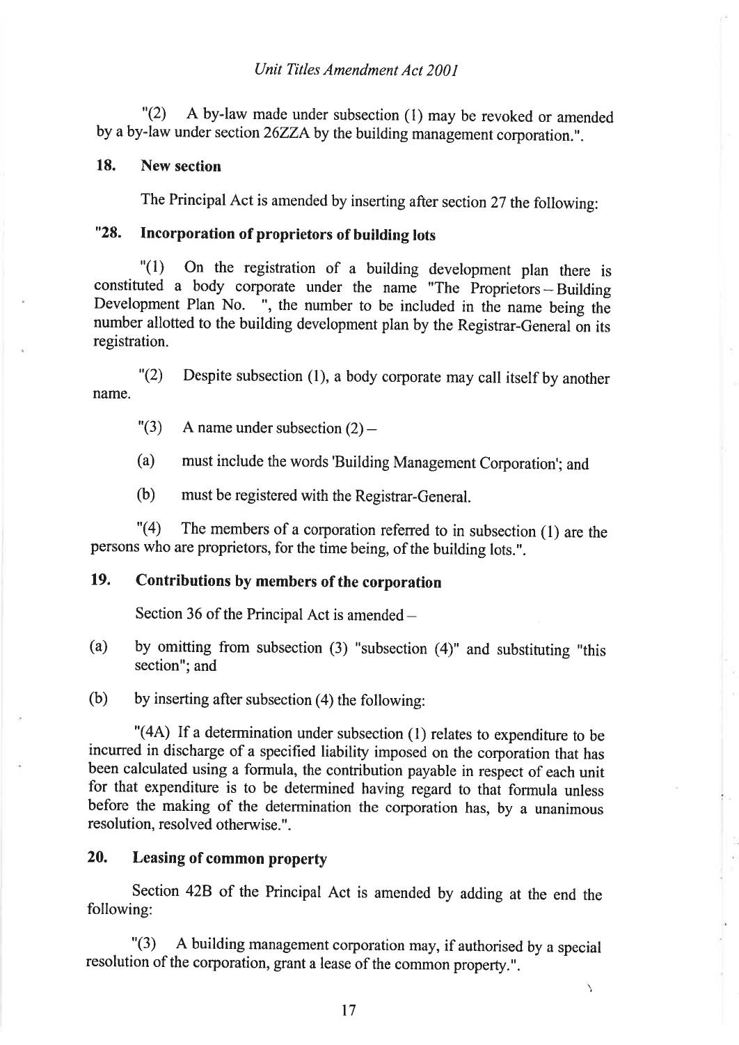"(2) A by-law made under subsection (1) may be revoked or amended by a by-law under section 26ZZA by the building management corporation.".

## 18. New section

The Principal Act is amended by inserting after section 27 the following:

## "28. Incorporation of proprietors of building lots

"(1) On the registration of a building development plan there is constituted a body corporate under the name "The Proprietors – Building Development Plan No. ", the number to be included in the name being the number allotted to the building development plan by the Registrar-General on its registration.

"(2) Despite subsection (1), a body corporate may call itself by another name.

"(3) A name under subsection (2) –

(a) must include the words 'Building Management Corporation'; and

(b) must be registered with the Registrar-General.

"(4) The members of a corporation referred to in subsection (1) are the persons who are proprietors, for the time being, of the building lots.".

## 19. Contributions by members of the corporation

Section 36 of the Principal Act is amended –

(a) by omitting from subsection (3) "subsection (4)" and substituting "this section"; and

(b) by inserting after subsection (4) the following:

"(4A) If a determination under subsection (1) relates to expenditure to be incurred in discharge of a specified liability imposed on the corporation that has been calculated using a formula, the contribution payable in respect of each unit for that expenditure is to be determined having regard to that formula unless before the making of the determination the corporation has, by a unanimous resolution, resolved otherwise.".

## 20. Leasing of common property

Section 42B of the Principal Act is amended by adding at the end the following:

"(3) A building management corporation may, if authorised by a special resolution of the corporation, grant a lease of the common property.".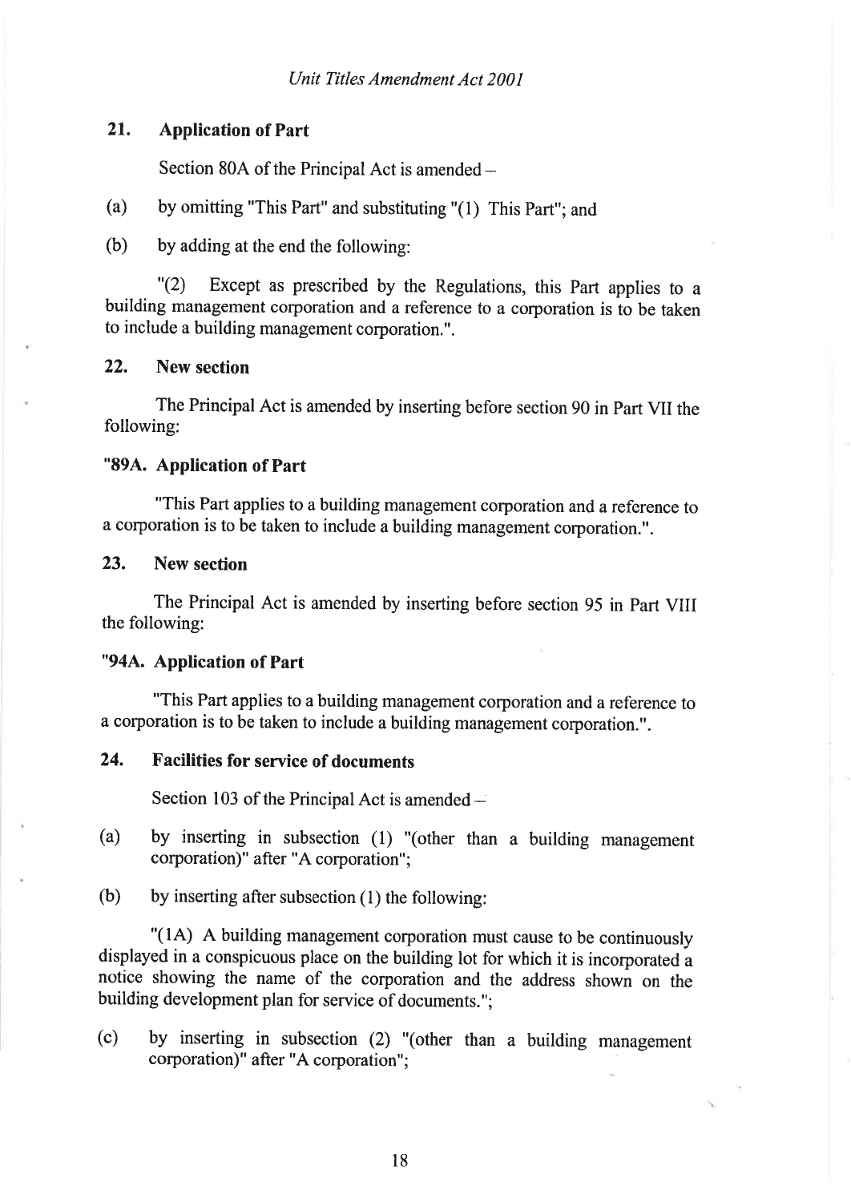## 21. Application of Part

Section 80A of the Principal Act is amended –

(a) by omitting "This Part" and substituting "(1) This Part"; and

(b) by adding at the end the following:

"(2) Except as prescribed by the Regulations, this Part applies to a building management corporation and a reference to a corporation is to be taken to include a building management corporation.".

## 22. New section

The Principal Act is amended by inserting before section 90 in Part VII the following:

### "89A. Application of Part

"This Part applies to a building management corporation and a reference to a corporation is to be taken to include a building management corporation.".

## 23. New section

The Principal Act is amended by inserting before section 95 in Part VIII the following:

### "94A. Application of Part

"This Part applies to a building management corporation and a reference to a corporation is to be taken to include a building management corporation.".

## 24. Facilities for service of documents

Section 103 of the Principal Act is amended –

(a) by inserting in subsection (1) "(other than a building management corporation)" after "A corporation";

(b) by inserting after subsection (1) the following:

"(1A) A building management corporation must cause to be continuously displayed in a conspicuous place on the building lot for which it is incorporated a notice showing the name of the corporation and the address shown on the building development plan for service of documents.";

(c) by inserting in subsection (2) "(other than a building management corporation)" after "A corporation";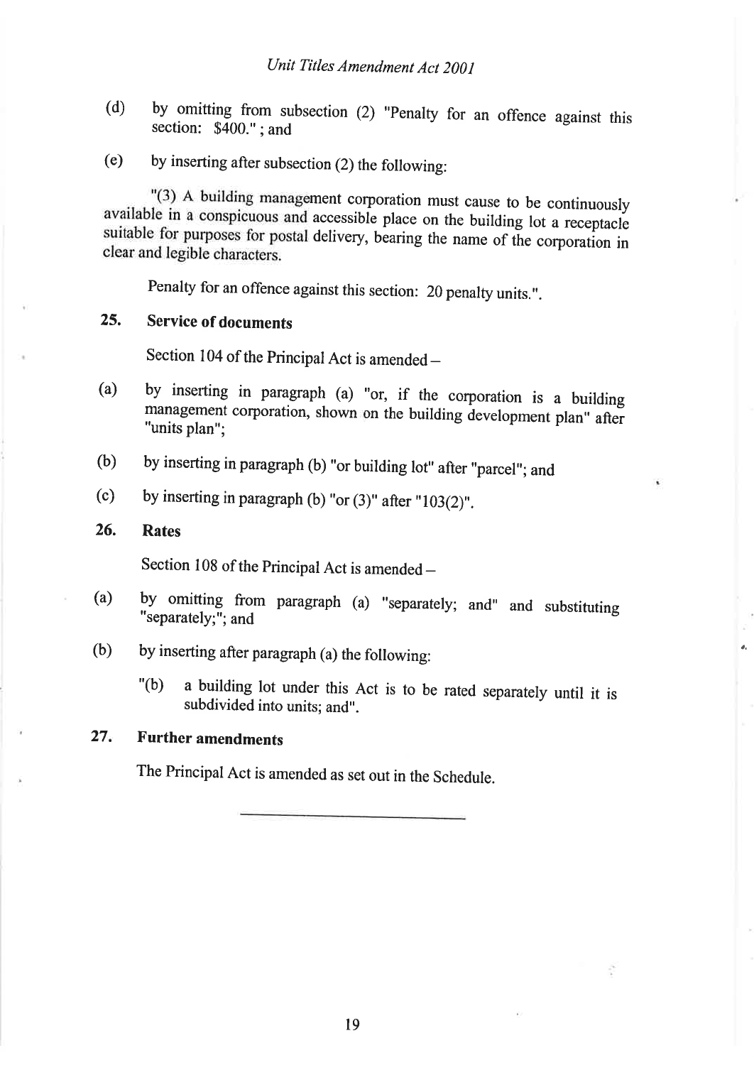(d) by omitting from subsection (2) "Penalty for an offence against this section: $400." ; and

(e) by inserting after subsection (2) the following:

"(3) A building management corporation must cause to be continuously available in a conspicuous and accessible place on the building lot a receptacle suitable for purposes for postal delivery, bearing the name of the corporation in clear and legible characters.

Penalty for an offence against this section: 20 penalty units.".

### 25. Service of documents

Section 104 of the Principal Act is amended –

(a) by inserting in paragraph (a) "or, if the corporation is a building management corporation, shown on the building development plan" after "units plan";

(b) by inserting in paragraph (b) "or building lot" after "parcel"; and

(c) by inserting in paragraph (b) "or (3)" after "103(2)".

### 26. Rates

Section 108 of the Principal Act is amended –

(a) by omitting from paragraph (a) "separately; and" and substituting "separately;"; and

(b) by inserting after paragraph (a) the following:

"(b) a building lot under this Act is to be rated separately until it is subdivided into units; and".

### 27. Further amendments

The Principal Act is amended as set out in the Schedule.

---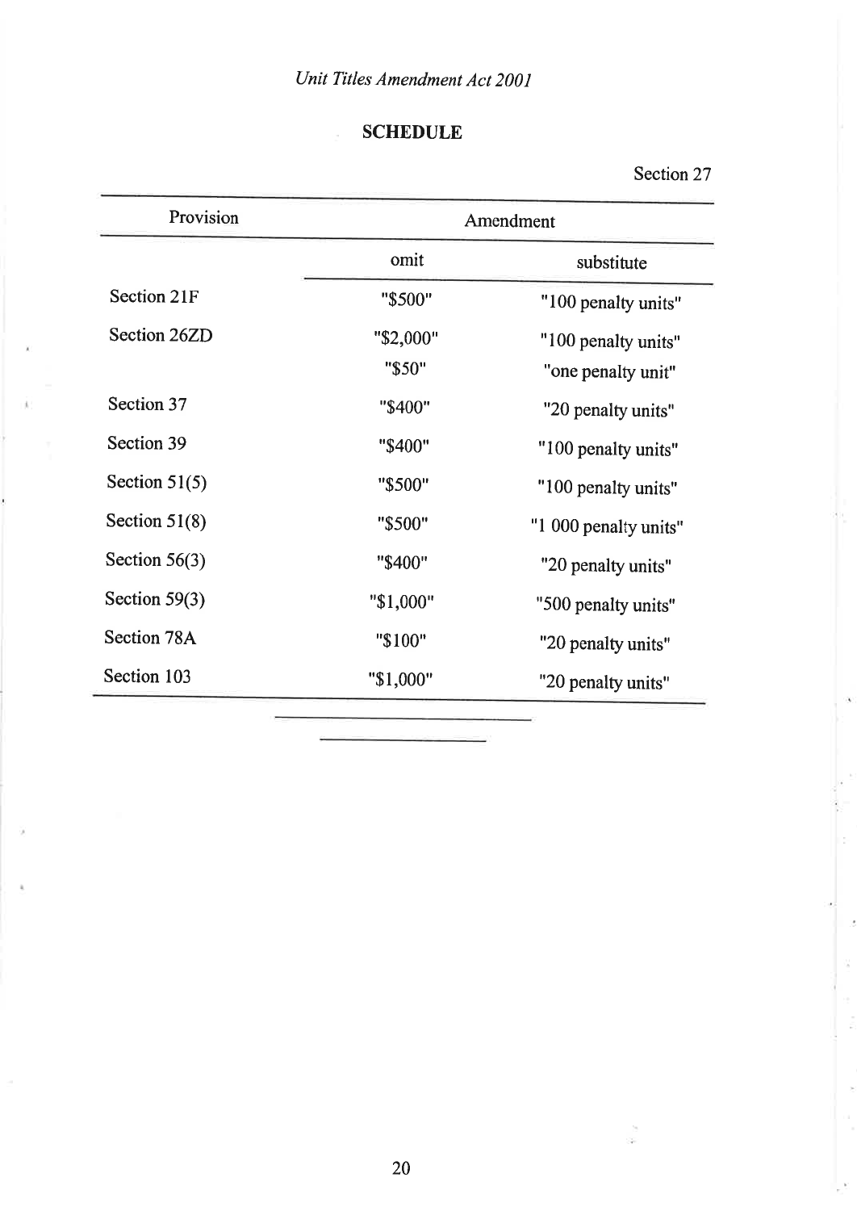*Unit Titles Amendment Act 2001*

## SCHEDULE

Section 27

| Provision | Amendment | |
|---|---|---|
| | omit | substitute |
| Section 21F | "$500" | "100 penalty units" |
| Section 26ZD | "$2,000" | "100 penalty units" |
| | "$50" | "one penalty unit" |
| Section 37 | "$400" | "20 penalty units" |
| Section 39 | "$400" | "100 penalty units" |
| Section 51(5) | "$500" | "100 penalty units" |
| Section 51(8) | "$500" | "1 000 penalty units" |
| Section 56(3) | "$400" | "20 penalty units" |
| Section 59(3) | "$1,000" | "500 penalty units" |
| Section 78A | "$100" | "20 penalty units" |
| Section 103 | "$1,000" | "20 penalty units" |